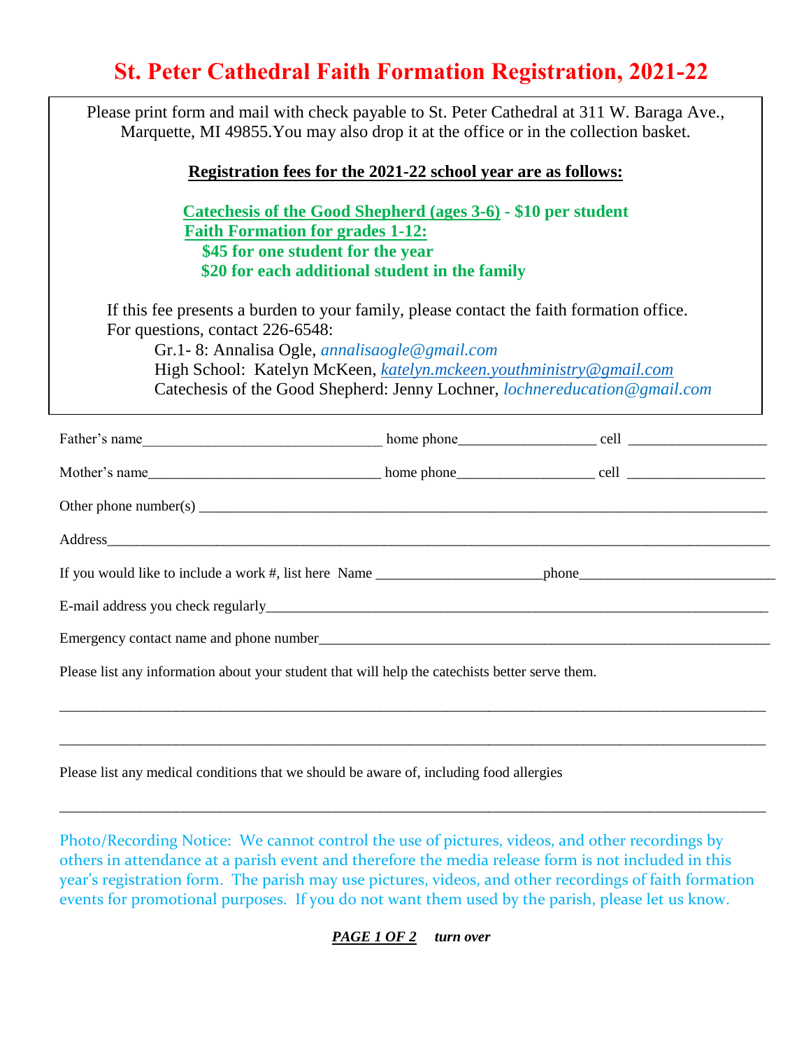# St. Peter Cathedral Faith Formation Registration, 2021-22

Please print form and mail with check payable to St. Peter Cathedral at 311 W. Baraga Ave., Marquette, MI 49855.You may also drop it at the office or in the collection basket.

**Registration fees for the 2021-22 school year are as follows:**

**Catechesis of the Good Shepherd (ages 3-6) - $10 per student**
**Faith Formation for grades 1-12:**
**$45 for one student for the year**
**$20 for each additional student in the family**

If this fee presents a burden to your family, please contact the faith formation office.
For questions, contact 226-6548:

Gr.1- 8: Annalisa Ogle, *annalisaogle@gmail.com*
High School: Katelyn McKeen, *katelyn.mckeen.youthministry@gmail.com*
Catechesis of the Good Shepherd: Jenny Lochner, *lochnereducation@gmail.com*

Father's name________________________________ home phone__________________ cell __________________

Mother's name_______________________________ home phone__________________ cell __________________

Other phone number(s) ____________________________________________________________________________

Address________________________________________________________________________________________

If you would like to include a work #, list here Name ______________________phone__________________________

E-mail address you check regularly_______________________________________________________________

Emergency contact name and phone number________________________________________________________

Please list any information about your student that will help the catechists better serve them.

______________________________________________________________________________________________

______________________________________________________________________________________________

Please list any medical conditions that we should be aware of, including food allergies

______________________________________________________________________________________________

Photo/Recording Notice: We cannot control the use of pictures, videos, and other recordings by others in attendance at a parish event and therefore the media release form is not included in this year's registration form. The parish may use pictures, videos, and other recordings of faith formation events for promotional purposes. If you do not want them used by the parish, please let us know.

***turn over***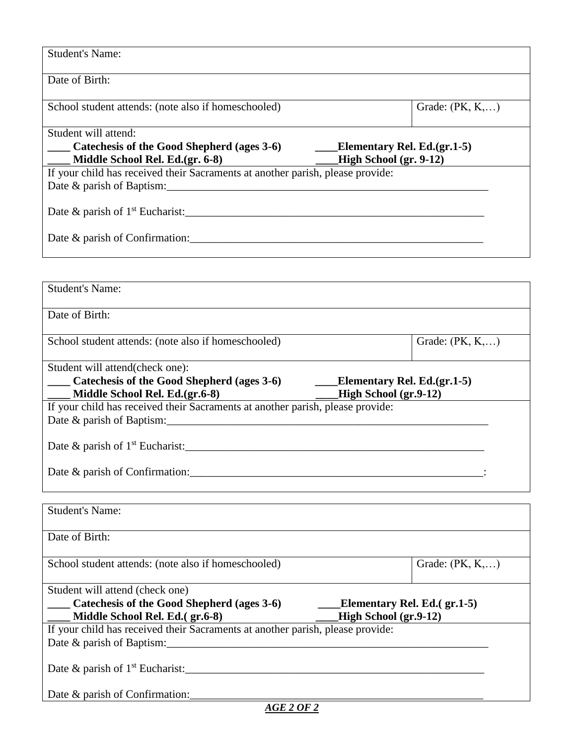| | |
|---|---|
| Student's Name: | |
| Date of Birth: | |
| School student attends: (note also if homeschooled) | Grade: (PK, K,…) |
| Student will attend:<br>**____ Catechesis of the Good Shepherd (ages 3-6)** **____Elementary Rel. Ed.(gr.1-5)**<br>**____ Middle School Rel. Ed.(gr. 6-8)** **____High School (gr. 9-12)** | |
| If your child has received their Sacraments at another parish, please provide:<br>Date & parish of Baptism:____________________________________________________________<br>Date & parish of 1st Eucharist:_______________________________________________________<br>Date & parish of Confirmation:_______________________________________________________ | |

| | |
|---|---|
| Student's Name: | |
| Date of Birth: | |
| School student attends: (note also if homeschooled) | Grade: (PK, K,…) |
| Student will attend(check one):<br>**____ Catechesis of the Good Shepherd (ages 3-6)** **____Elementary Rel. Ed.(gr.1-5)**<br>**____ Middle School Rel. Ed.(gr.6-8)** **____High School (gr.9-12)** | |
| If your child has received their Sacraments at another parish, please provide:<br>Date & parish of Baptism:____________________________________________________________<br>Date & parish of 1st Eucharist:_______________________________________________________<br>Date & parish of Confirmation:_______________________________________________________: | |

| | |
|---|---|
| Student's Name: | |
| Date of Birth: | |
| School student attends: (note also if homeschooled) | Grade: (PK, K,…) |
| Student will attend (check one)<br>**____ Catechesis of the Good Shepherd (ages 3-6)** **____Elementary Rel. Ed.( gr.1-5)**<br>**____ Middle School Rel. Ed.( gr.6-8)** **____High School (gr.9-12)** | |
| If your child has received their Sacraments at another parish, please provide:<br>Date & parish of Baptism:____________________________________________________________<br>Date & parish of 1st Eucharist:_______________________________________________________<br>Date & parish of Confirmation:_______________________________________________________ | |